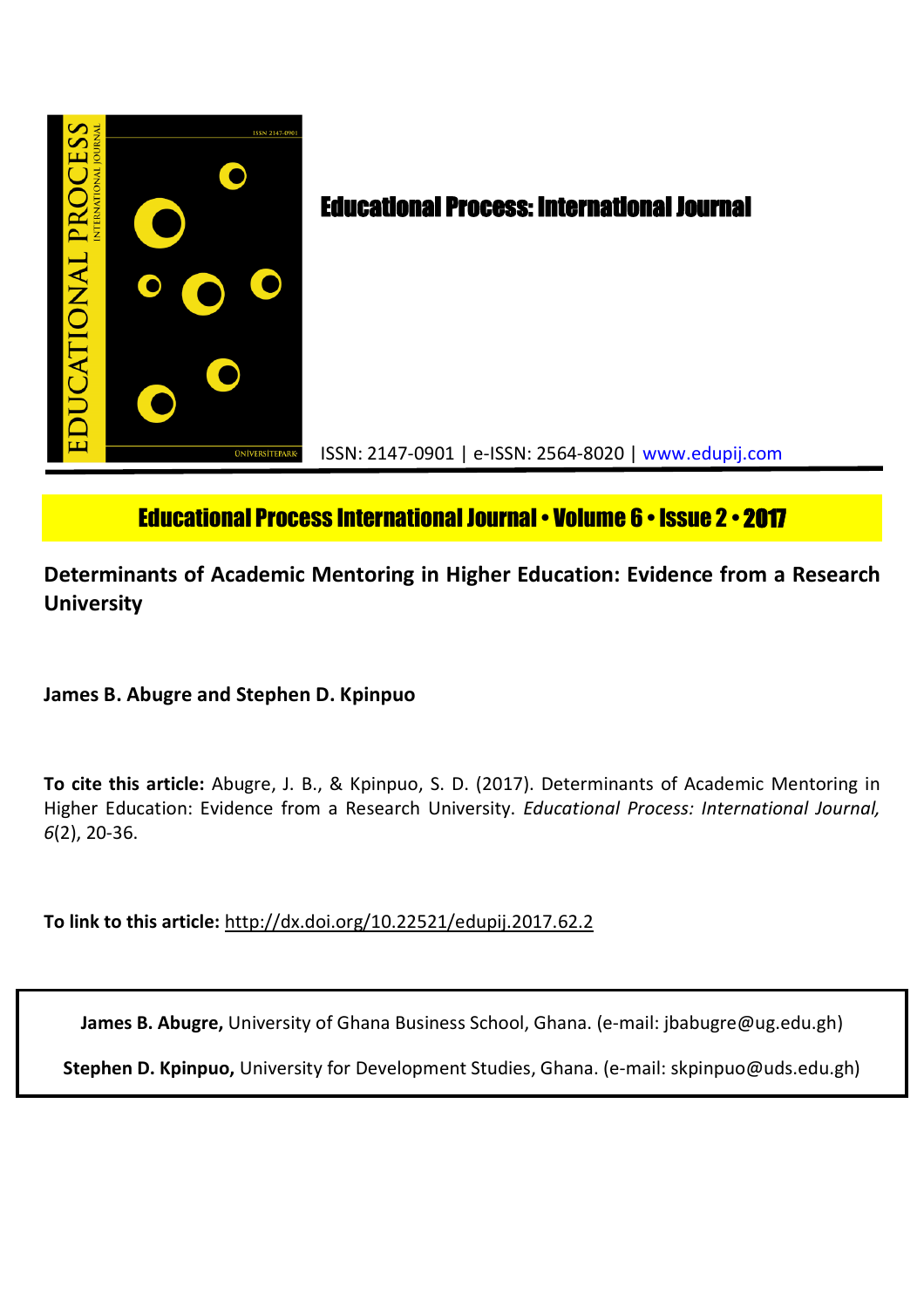# Educational Process: International Journal

ISSN: 2147-0901 | e-ISSN: 2564-8020 | www.edupij.com

**Educational Process International Journal • Volume 6 • Issue 2 • 2017**

## Determinants of Academic Mentoring in Higher Education: Evidence from a Research University

**James B. Abugre and Stephen D. Kpinpuo**

**To cite this article:** Abugre, J. B., & Kpinpuo, S. D. (2017). Determinants of Academic Mentoring in Higher Education: Evidence from a Research University. *Educational Process: International Journal, 6*(2), 20-36.

**To link to this article:** http://dx.doi.org/10.22521/edupij.2017.62.2

**James B. Abugre,** University of Ghana Business School, Ghana. (e-mail: jbabugre@ug.edu.gh)

**Stephen D. Kpinpuo,** University for Development Studies, Ghana. (e-mail: skpinpuo@uds.edu.gh)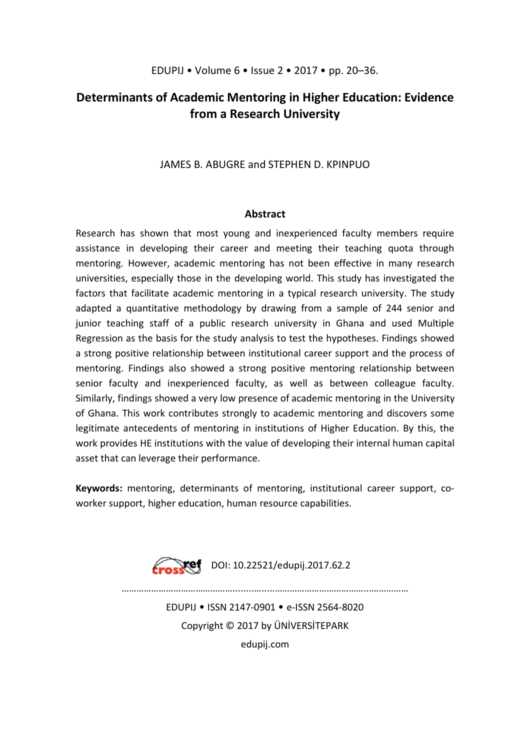# Determinants of Academic Mentoring in Higher Education: Evidence from a Research University

JAMES B. ABUGRE and STEPHEN D. KPINPUO

## Abstract

Research has shown that most young and inexperienced faculty members require assistance in developing their career and meeting their teaching quota through mentoring. However, academic mentoring has not been effective in many research universities, especially those in the developing world. This study has investigated the factors that facilitate academic mentoring in a typical research university. The study adapted a quantitative methodology by drawing from a sample of 244 senior and junior teaching staff of a public research university in Ghana and used Multiple Regression as the basis for the study analysis to test the hypotheses. Findings showed a strong positive relationship between institutional career support and the process of mentoring. Findings also showed a strong positive mentoring relationship between senior faculty and inexperienced faculty, as well as between colleague faculty. Similarly, findings showed a very low presence of academic mentoring in the University of Ghana. This work contributes strongly to academic mentoring and discovers some legitimate antecedents of mentoring in institutions of Higher Education. By this, the work provides HE institutions with the value of developing their internal human capital asset that can leverage their performance.

**Keywords:** mentoring, determinants of mentoring, institutional career support, co-worker support, higher education, human resource capabilities.

DOI: 10.22521/edupij.2017.62.2

EDUPIJ • ISSN 2147-0901 • e-ISSN 2564-8020

Copyright © 2017 by ÜNİVERSİTEPARK

edupij.com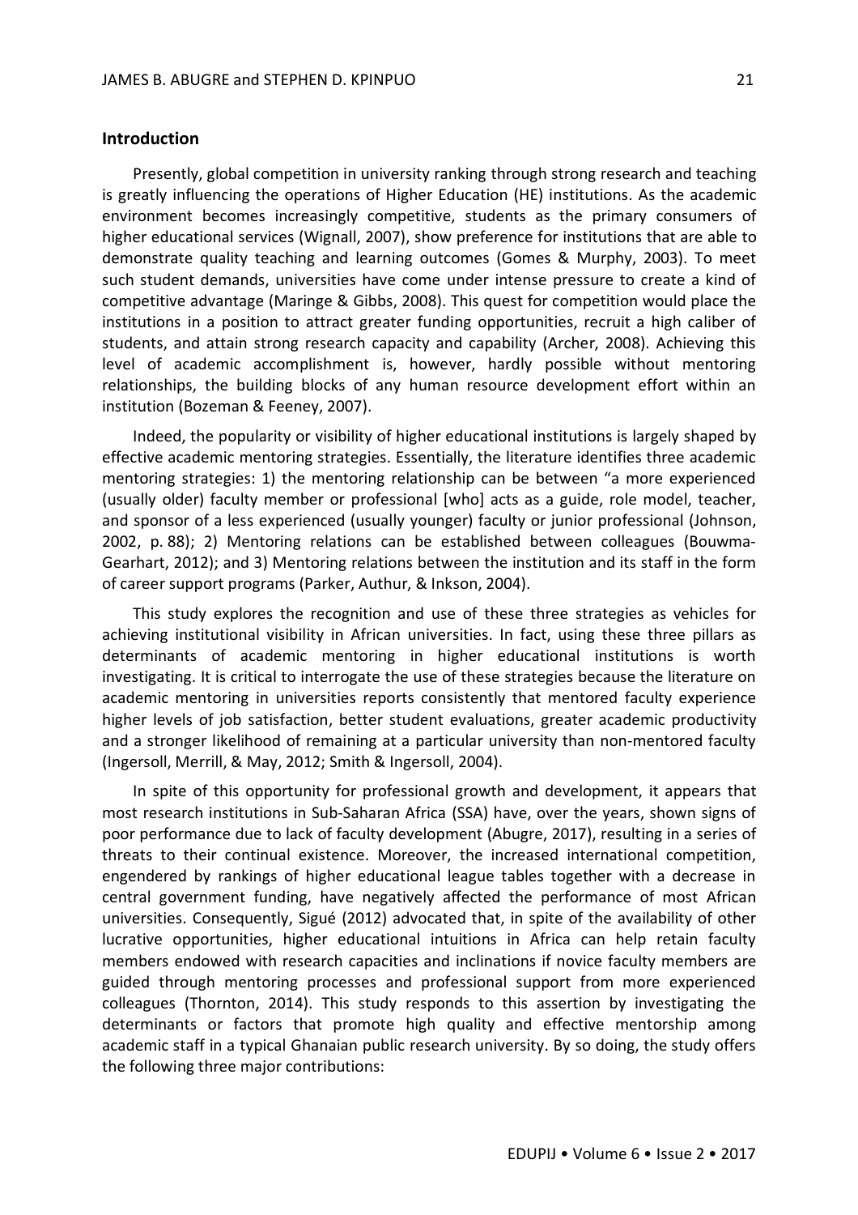## Introduction

Presently, global competition in university ranking through strong research and teaching is greatly influencing the operations of Higher Education (HE) institutions. As the academic environment becomes increasingly competitive, students as the primary consumers of higher educational services (Wignall, 2007), show preference for institutions that are able to demonstrate quality teaching and learning outcomes (Gomes & Murphy, 2003). To meet such student demands, universities have come under intense pressure to create a kind of competitive advantage (Maringe & Gibbs, 2008). This quest for competition would place the institutions in a position to attract greater funding opportunities, recruit a high caliber of students, and attain strong research capacity and capability (Archer, 2008). Achieving this level of academic accomplishment is, however, hardly possible without mentoring relationships, the building blocks of any human resource development effort within an institution (Bozeman & Feeney, 2007).

Indeed, the popularity or visibility of higher educational institutions is largely shaped by effective academic mentoring strategies. Essentially, the literature identifies three academic mentoring strategies: 1) the mentoring relationship can be between "a more experienced (usually older) faculty member or professional [who] acts as a guide, role model, teacher, and sponsor of a less experienced (usually younger) faculty or junior professional (Johnson, 2002, p. 88); 2) Mentoring relations can be established between colleagues (Bouwma-Gearhart, 2012); and 3) Mentoring relations between the institution and its staff in the form of career support programs (Parker, Authur, & Inkson, 2004).

This study explores the recognition and use of these three strategies as vehicles for achieving institutional visibility in African universities. In fact, using these three pillars as determinants of academic mentoring in higher educational institutions is worth investigating. It is critical to interrogate the use of these strategies because the literature on academic mentoring in universities reports consistently that mentored faculty experience higher levels of job satisfaction, better student evaluations, greater academic productivity and a stronger likelihood of remaining at a particular university than non-mentored faculty (Ingersoll, Merrill, & May, 2012; Smith & Ingersoll, 2004).

In spite of this opportunity for professional growth and development, it appears that most research institutions in Sub-Saharan Africa (SSA) have, over the years, shown signs of poor performance due to lack of faculty development (Abugre, 2017), resulting in a series of threats to their continual existence. Moreover, the increased international competition, engendered by rankings of higher educational league tables together with a decrease in central government funding, have negatively affected the performance of most African universities. Consequently, Sigué (2012) advocated that, in spite of the availability of other lucrative opportunities, higher educational intuitions in Africa can help retain faculty members endowed with research capacities and inclinations if novice faculty members are guided through mentoring processes and professional support from more experienced colleagues (Thornton, 2014). This study responds to this assertion by investigating the determinants or factors that promote high quality and effective mentorship among academic staff in a typical Ghanaian public research university. By so doing, the study offers the following three major contributions: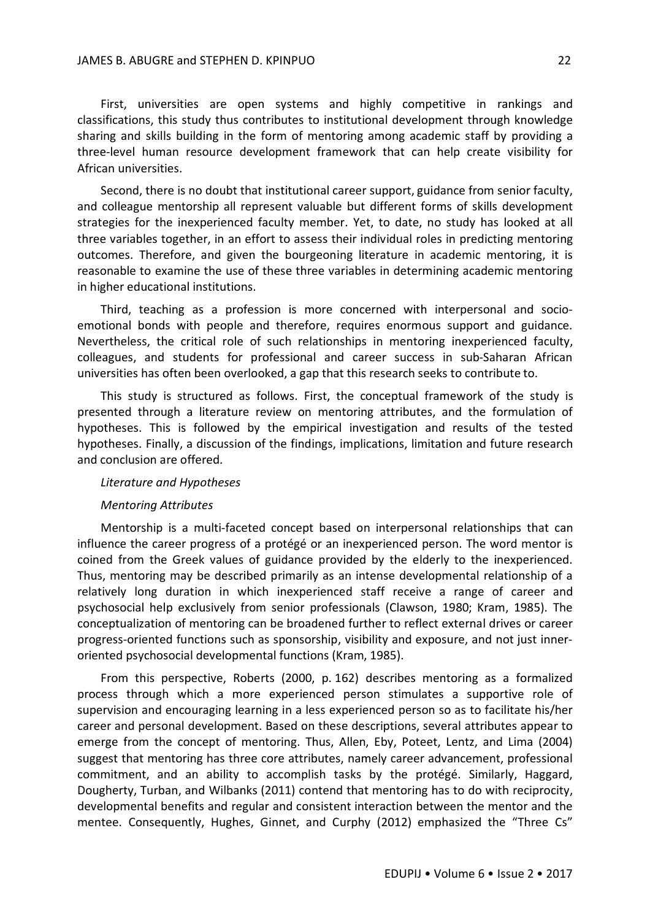First, universities are open systems and highly competitive in rankings and classifications, this study thus contributes to institutional development through knowledge sharing and skills building in the form of mentoring among academic staff by providing a three-level human resource development framework that can help create visibility for African universities.

Second, there is no doubt that institutional career support, guidance from senior faculty, and colleague mentorship all represent valuable but different forms of skills development strategies for the inexperienced faculty member. Yet, to date, no study has looked at all three variables together, in an effort to assess their individual roles in predicting mentoring outcomes. Therefore, and given the bourgeoning literature in academic mentoring, it is reasonable to examine the use of these three variables in determining academic mentoring in higher educational institutions.

Third, teaching as a profession is more concerned with interpersonal and socio-emotional bonds with people and therefore, requires enormous support and guidance. Nevertheless, the critical role of such relationships in mentoring inexperienced faculty, colleagues, and students for professional and career success in sub-Saharan African universities has often been overlooked, a gap that this research seeks to contribute to.

This study is structured as follows. First, the conceptual framework of the study is presented through a literature review on mentoring attributes, and the formulation of hypotheses. This is followed by the empirical investigation and results of the tested hypotheses. Finally, a discussion of the findings, implications, limitation and future research and conclusion are offered.

## *Literature and Hypotheses*

### *Mentoring Attributes*

Mentorship is a multi-faceted concept based on interpersonal relationships that can influence the career progress of a protégé or an inexperienced person. The word mentor is coined from the Greek values of guidance provided by the elderly to the inexperienced. Thus, mentoring may be described primarily as an intense developmental relationship of a relatively long duration in which inexperienced staff receive a range of career and psychosocial help exclusively from senior professionals (Clawson, 1980; Kram, 1985). The conceptualization of mentoring can be broadened further to reflect external drives or career progress-oriented functions such as sponsorship, visibility and exposure, and not just inner-oriented psychosocial developmental functions (Kram, 1985).

From this perspective, Roberts (2000, p. 162) describes mentoring as a formalized process through which a more experienced person stimulates a supportive role of supervision and encouraging learning in a less experienced person so as to facilitate his/her career and personal development. Based on these descriptions, several attributes appear to emerge from the concept of mentoring. Thus, Allen, Eby, Poteet, Lentz, and Lima (2004) suggest that mentoring has three core attributes, namely career advancement, professional commitment, and an ability to accomplish tasks by the protégé. Similarly, Haggard, Dougherty, Turban, and Wilbanks (2011) contend that mentoring has to do with reciprocity, developmental benefits and regular and consistent interaction between the mentor and the mentee. Consequently, Hughes, Ginnet, and Curphy (2012) emphasized the "Three Cs"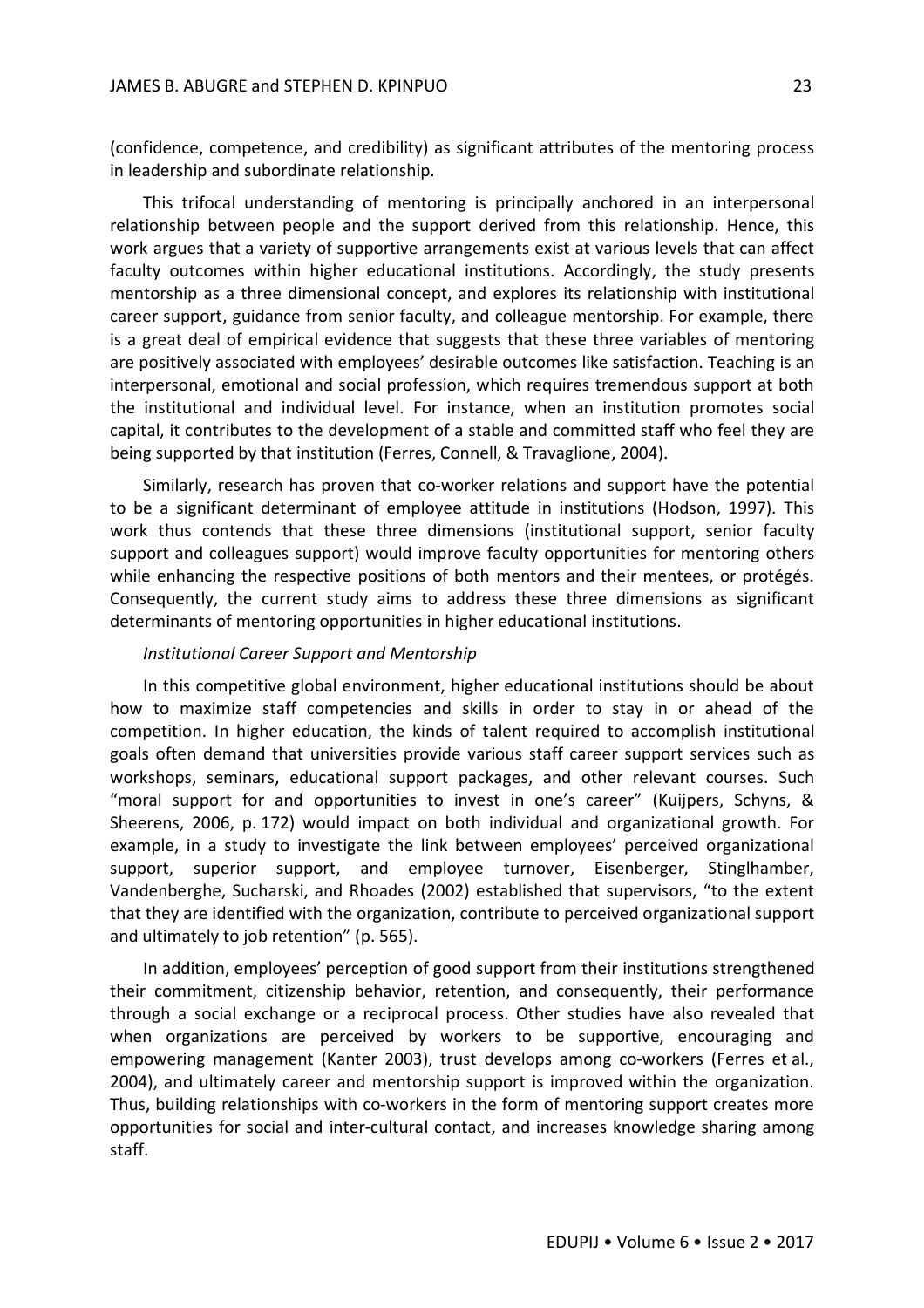(confidence, competence, and credibility) as significant attributes of the mentoring process in leadership and subordinate relationship.

This trifocal understanding of mentoring is principally anchored in an interpersonal relationship between people and the support derived from this relationship. Hence, this work argues that a variety of supportive arrangements exist at various levels that can affect faculty outcomes within higher educational institutions. Accordingly, the study presents mentorship as a three dimensional concept, and explores its relationship with institutional career support, guidance from senior faculty, and colleague mentorship. For example, there is a great deal of empirical evidence that suggests that these three variables of mentoring are positively associated with employees' desirable outcomes like satisfaction. Teaching is an interpersonal, emotional and social profession, which requires tremendous support at both the institutional and individual level. For instance, when an institution promotes social capital, it contributes to the development of a stable and committed staff who feel they are being supported by that institution (Ferres, Connell, & Travaglione, 2004).

Similarly, research has proven that co-worker relations and support have the potential to be a significant determinant of employee attitude in institutions (Hodson, 1997). This work thus contends that these three dimensions (institutional support, senior faculty support and colleagues support) would improve faculty opportunities for mentoring others while enhancing the respective positions of both mentors and their mentees, or protégés. Consequently, the current study aims to address these three dimensions as significant determinants of mentoring opportunities in higher educational institutions.

*Institutional Career Support and Mentorship*

In this competitive global environment, higher educational institutions should be about how to maximize staff competencies and skills in order to stay in or ahead of the competition. In higher education, the kinds of talent required to accomplish institutional goals often demand that universities provide various staff career support services such as workshops, seminars, educational support packages, and other relevant courses. Such "moral support for and opportunities to invest in one's career" (Kuijpers, Schyns, & Sheerens, 2006, p. 172) would impact on both individual and organizational growth. For example, in a study to investigate the link between employees' perceived organizational support, superior support, and employee turnover, Eisenberger, Stinglhamber, Vandenberghe, Sucharski, and Rhoades (2002) established that supervisors, "to the extent that they are identified with the organization, contribute to perceived organizational support and ultimately to job retention" (p. 565).

In addition, employees' perception of good support from their institutions strengthened their commitment, citizenship behavior, retention, and consequently, their performance through a social exchange or a reciprocal process. Other studies have also revealed that when organizations are perceived by workers to be supportive, encouraging and empowering management (Kanter 2003), trust develops among co-workers (Ferres et al., 2004), and ultimately career and mentorship support is improved within the organization. Thus, building relationships with co-workers in the form of mentoring support creates more opportunities for social and inter-cultural contact, and increases knowledge sharing among staff.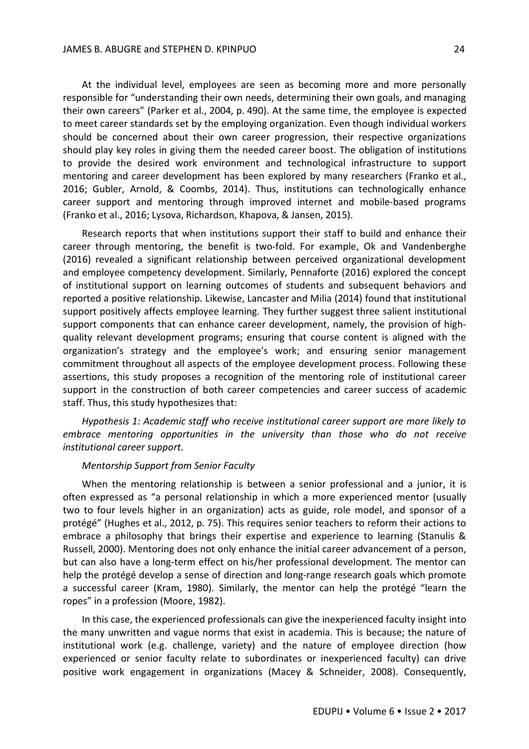At the individual level, employees are seen as becoming more and more personally responsible for "understanding their own needs, determining their own goals, and managing their own careers" (Parker et al., 2004, p. 490). At the same time, the employee is expected to meet career standards set by the employing organization. Even though individual workers should be concerned about their own career progression, their respective organizations should play key roles in giving them the needed career boost. The obligation of institutions to provide the desired work environment and technological infrastructure to support mentoring and career development has been explored by many researchers (Franko et al., 2016; Gubler, Arnold, & Coombs, 2014). Thus, institutions can technologically enhance career support and mentoring through improved internet and mobile-based programs (Franko et al., 2016; Lysova, Richardson, Khapova, & Jansen, 2015).

Research reports that when institutions support their staff to build and enhance their career through mentoring, the benefit is two-fold. For example, Ok and Vandenberghe (2016) revealed a significant relationship between perceived organizational development and employee competency development. Similarly, Pennaforte (2016) explored the concept of institutional support on learning outcomes of students and subsequent behaviors and reported a positive relationship. Likewise, Lancaster and Milia (2014) found that institutional support positively affects employee learning. They further suggest three salient institutional support components that can enhance career development, namely, the provision of high-quality relevant development programs; ensuring that course content is aligned with the organization's strategy and the employee's work; and ensuring senior management commitment throughout all aspects of the employee development process. Following these assertions, this study proposes a recognition of the mentoring role of institutional career support in the construction of both career competencies and career success of academic staff. Thus, this study hypothesizes that:

*Hypothesis 1: Academic staff who receive institutional career support are more likely to embrace mentoring opportunities in the university than those who do not receive institutional career support*.

*Mentorship Support from Senior Faculty*

When the mentoring relationship is between a senior professional and a junior, it is often expressed as "a personal relationship in which a more experienced mentor (usually two to four levels higher in an organization) acts as guide, role model, and sponsor of a protégé" (Hughes et al., 2012, p. 75). This requires senior teachers to reform their actions to embrace a philosophy that brings their expertise and experience to learning (Stanulis & Russell, 2000). Mentoring does not only enhance the initial career advancement of a person, but can also have a long-term effect on his/her professional development. The mentor can help the protégé develop a sense of direction and long-range research goals which promote a successful career (Kram, 1980). Similarly, the mentor can help the protégé "learn the ropes" in a profession (Moore, 1982).

In this case, the experienced professionals can give the inexperienced faculty insight into the many unwritten and vague norms that exist in academia. This is because; the nature of institutional work (e.g. challenge, variety) and the nature of employee direction (how experienced or senior faculty relate to subordinates or inexperienced faculty) can drive positive work engagement in organizations (Macey & Schneider, 2008). Consequently,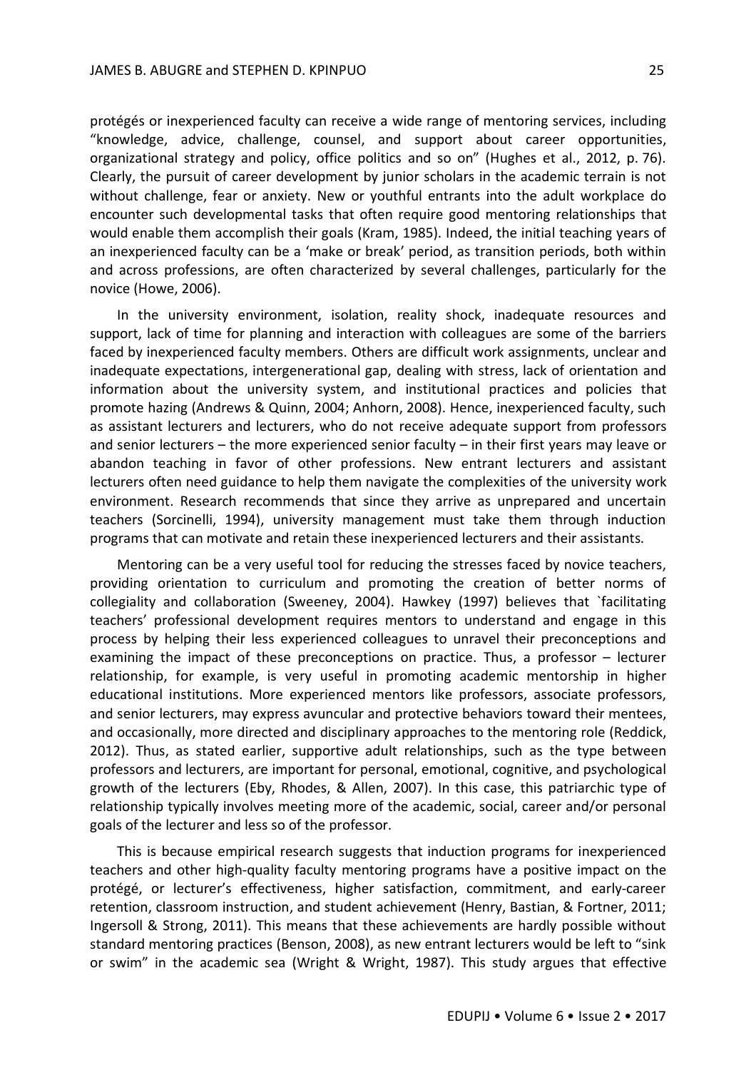protégés or inexperienced faculty can receive a wide range of mentoring services, including "knowledge, advice, challenge, counsel, and support about career opportunities, organizational strategy and policy, office politics and so on" (Hughes et al., 2012, p. 76). Clearly, the pursuit of career development by junior scholars in the academic terrain is not without challenge, fear or anxiety. New or youthful entrants into the adult workplace do encounter such developmental tasks that often require good mentoring relationships that would enable them accomplish their goals (Kram, 1985). Indeed, the initial teaching years of an inexperienced faculty can be a 'make or break' period, as transition periods, both within and across professions, are often characterized by several challenges, particularly for the novice (Howe, 2006).

In the university environment, isolation, reality shock, inadequate resources and support, lack of time for planning and interaction with colleagues are some of the barriers faced by inexperienced faculty members. Others are difficult work assignments, unclear and inadequate expectations, intergenerational gap, dealing with stress, lack of orientation and information about the university system, and institutional practices and policies that promote hazing (Andrews & Quinn, 2004; Anhorn, 2008). Hence, inexperienced faculty, such as assistant lecturers and lecturers, who do not receive adequate support from professors and senior lecturers – the more experienced senior faculty – in their first years may leave or abandon teaching in favor of other professions. New entrant lecturers and assistant lecturers often need guidance to help them navigate the complexities of the university work environment. Research recommends that since they arrive as unprepared and uncertain teachers (Sorcinelli, 1994), university management must take them through induction programs that can motivate and retain these inexperienced lecturers and their assistants.

Mentoring can be a very useful tool for reducing the stresses faced by novice teachers, providing orientation to curriculum and promoting the creation of better norms of collegiality and collaboration (Sweeney, 2004). Hawkey (1997) believes that `facilitating teachers' professional development requires mentors to understand and engage in this process by helping their less experienced colleagues to unravel their preconceptions and examining the impact of these preconceptions on practice. Thus, a professor – lecturer relationship, for example, is very useful in promoting academic mentorship in higher educational institutions. More experienced mentors like professors, associate professors, and senior lecturers, may express avuncular and protective behaviors toward their mentees, and occasionally, more directed and disciplinary approaches to the mentoring role (Reddick, 2012). Thus, as stated earlier, supportive adult relationships, such as the type between professors and lecturers, are important for personal, emotional, cognitive, and psychological growth of the lecturers (Eby, Rhodes, & Allen, 2007). In this case, this patriarchic type of relationship typically involves meeting more of the academic, social, career and/or personal goals of the lecturer and less so of the professor.

This is because empirical research suggests that induction programs for inexperienced teachers and other high-quality faculty mentoring programs have a positive impact on the protégé, or lecturer's effectiveness, higher satisfaction, commitment, and early-career retention, classroom instruction, and student achievement (Henry, Bastian, & Fortner, 2011; Ingersoll & Strong, 2011). This means that these achievements are hardly possible without standard mentoring practices (Benson, 2008), as new entrant lecturers would be left to "sink or swim" in the academic sea (Wright & Wright, 1987). This study argues that effective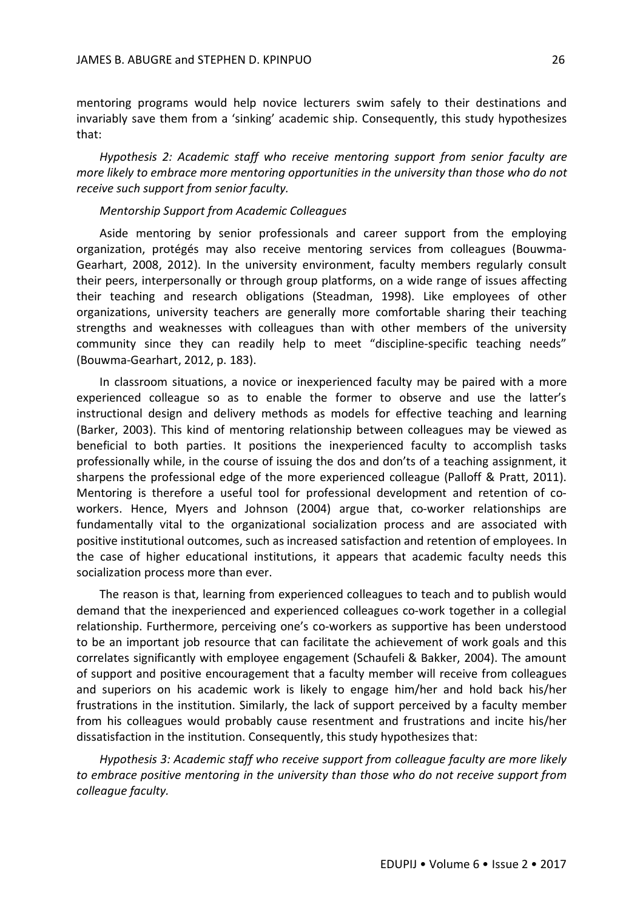mentoring programs would help novice lecturers swim safely to their destinations and invariably save them from a 'sinking' academic ship. Consequently, this study hypothesizes that:

*Hypothesis 2: Academic staff who receive mentoring support from senior faculty are more likely to embrace more mentoring opportunities in the university than those who do not receive such support from senior faculty.*

*Mentorship Support from Academic Colleagues*

Aside mentoring by senior professionals and career support from the employing organization, protégés may also receive mentoring services from colleagues (Bouwma-Gearhart, 2008, 2012). In the university environment, faculty members regularly consult their peers, interpersonally or through group platforms, on a wide range of issues affecting their teaching and research obligations (Steadman, 1998). Like employees of other organizations, university teachers are generally more comfortable sharing their teaching strengths and weaknesses with colleagues than with other members of the university community since they can readily help to meet "discipline-specific teaching needs" (Bouwma-Gearhart, 2012, p. 183).

In classroom situations, a novice or inexperienced faculty may be paired with a more experienced colleague so as to enable the former to observe and use the latter's instructional design and delivery methods as models for effective teaching and learning (Barker, 2003). This kind of mentoring relationship between colleagues may be viewed as beneficial to both parties. It positions the inexperienced faculty to accomplish tasks professionally while, in the course of issuing the dos and don'ts of a teaching assignment, it sharpens the professional edge of the more experienced colleague (Palloff & Pratt, 2011). Mentoring is therefore a useful tool for professional development and retention of co-workers. Hence, Myers and Johnson (2004) argue that, co-worker relationships are fundamentally vital to the organizational socialization process and are associated with positive institutional outcomes, such as increased satisfaction and retention of employees. In the case of higher educational institutions, it appears that academic faculty needs this socialization process more than ever.

The reason is that, learning from experienced colleagues to teach and to publish would demand that the inexperienced and experienced colleagues co-work together in a collegial relationship. Furthermore, perceiving one's co-workers as supportive has been understood to be an important job resource that can facilitate the achievement of work goals and this correlates significantly with employee engagement (Schaufeli & Bakker, 2004). The amount of support and positive encouragement that a faculty member will receive from colleagues and superiors on his academic work is likely to engage him/her and hold back his/her frustrations in the institution. Similarly, the lack of support perceived by a faculty member from his colleagues would probably cause resentment and frustrations and incite his/her dissatisfaction in the institution. Consequently, this study hypothesizes that:

*Hypothesis 3: Academic staff who receive support from colleague faculty are more likely to embrace positive mentoring in the university than those who do not receive support from colleague faculty.*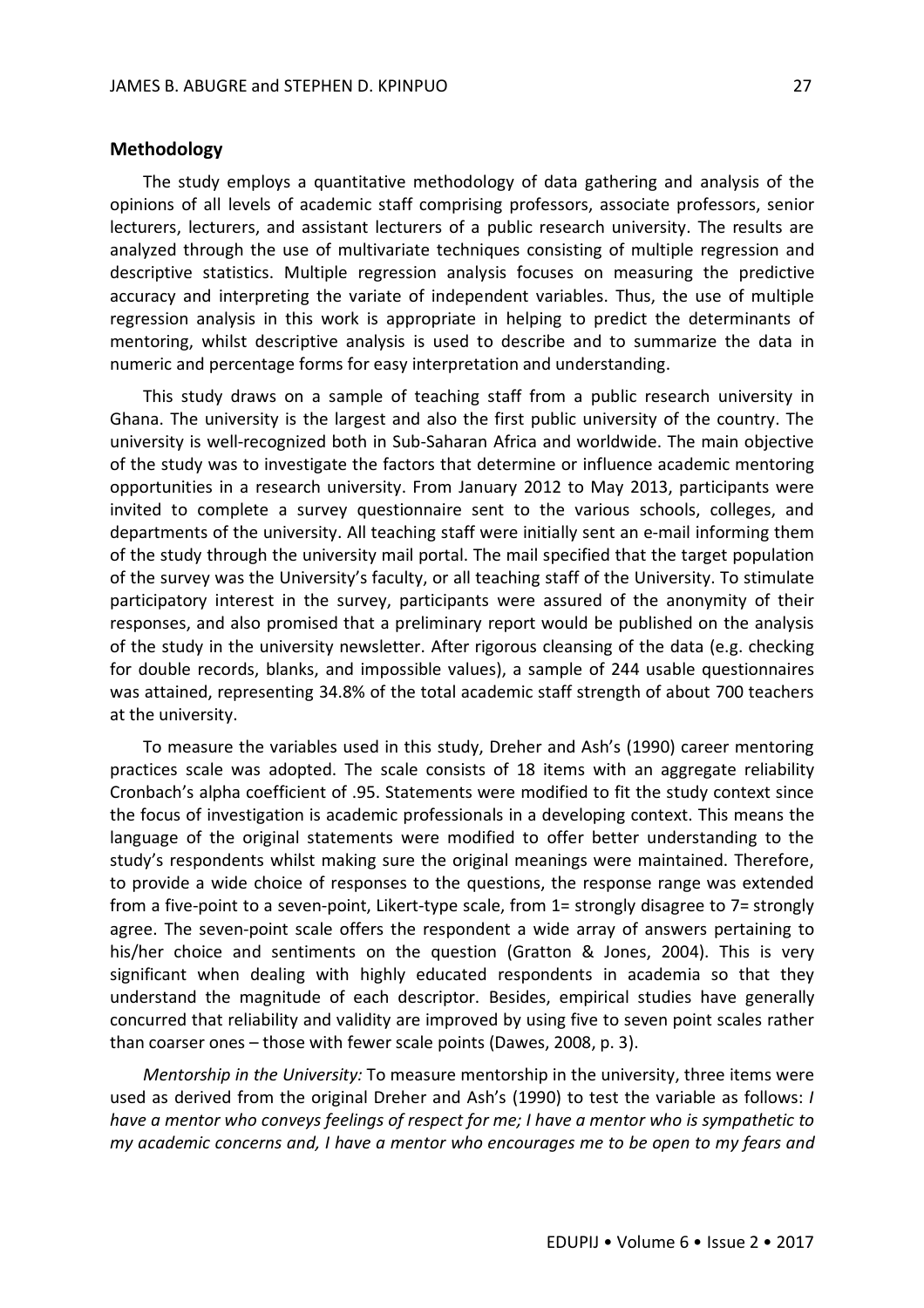### Methodology

The study employs a quantitative methodology of data gathering and analysis of the opinions of all levels of academic staff comprising professors, associate professors, senior lecturers, lecturers, and assistant lecturers of a public research university. The results are analyzed through the use of multivariate techniques consisting of multiple regression and descriptive statistics. Multiple regression analysis focuses on measuring the predictive accuracy and interpreting the variate of independent variables. Thus, the use of multiple regression analysis in this work is appropriate in helping to predict the determinants of mentoring, whilst descriptive analysis is used to describe and to summarize the data in numeric and percentage forms for easy interpretation and understanding.

This study draws on a sample of teaching staff from a public research university in Ghana. The university is the largest and also the first public university of the country. The university is well-recognized both in Sub-Saharan Africa and worldwide. The main objective of the study was to investigate the factors that determine or influence academic mentoring opportunities in a research university. From January 2012 to May 2013, participants were invited to complete a survey questionnaire sent to the various schools, colleges, and departments of the university. All teaching staff were initially sent an e-mail informing them of the study through the university mail portal. The mail specified that the target population of the survey was the University's faculty, or all teaching staff of the University. To stimulate participatory interest in the survey, participants were assured of the anonymity of their responses, and also promised that a preliminary report would be published on the analysis of the study in the university newsletter. After rigorous cleansing of the data (e.g. checking for double records, blanks, and impossible values), a sample of 244 usable questionnaires was attained, representing 34.8% of the total academic staff strength of about 700 teachers at the university.

To measure the variables used in this study, Dreher and Ash's (1990) career mentoring practices scale was adopted. The scale consists of 18 items with an aggregate reliability Cronbach's alpha coefficient of .95. Statements were modified to fit the study context since the focus of investigation is academic professionals in a developing context. This means the language of the original statements were modified to offer better understanding to the study's respondents whilst making sure the original meanings were maintained. Therefore, to provide a wide choice of responses to the questions, the response range was extended from a five-point to a seven-point, Likert-type scale, from 1= strongly disagree to 7= strongly agree. The seven-point scale offers the respondent a wide array of answers pertaining to his/her choice and sentiments on the question (Gratton & Jones, 2004). This is very significant when dealing with highly educated respondents in academia so that they understand the magnitude of each descriptor. Besides, empirical studies have generally concurred that reliability and validity are improved by using five to seven point scales rather than coarser ones – those with fewer scale points (Dawes, 2008, p. 3).

*Mentorship in the University:* To measure mentorship in the university, three items were used as derived from the original Dreher and Ash's (1990) to test the variable as follows: *I have a mentor who conveys feelings of respect for me; I have a mentor who is sympathetic to my academic concerns and, I have a mentor who encourages me to be open to my fears and*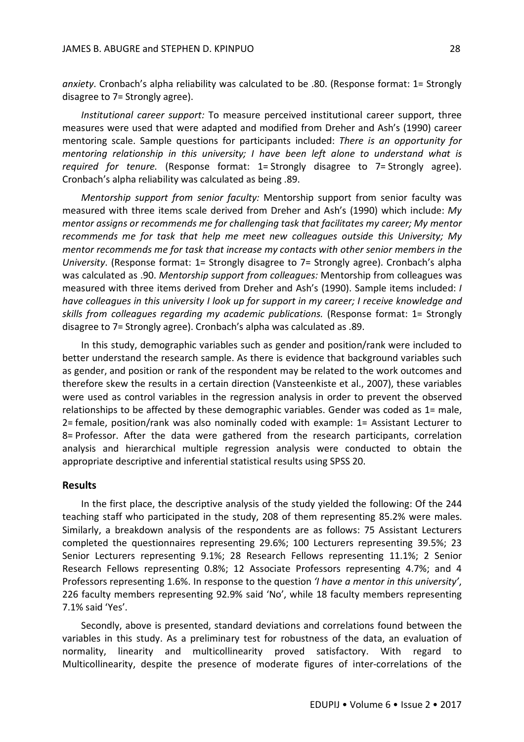*anxiety*. Cronbach's alpha reliability was calculated to be .80. (Response format: 1= Strongly disagree to 7= Strongly agree).

*Institutional career support:* To measure perceived institutional career support, three measures were used that were adapted and modified from Dreher and Ash's (1990) career mentoring scale. Sample questions for participants included: *There is an opportunity for mentoring relationship in this university; I have been left alone to understand what is required for tenure.* (Response format: 1= Strongly disagree to 7= Strongly agree). Cronbach's alpha reliability was calculated as being .89.

*Mentorship support from senior faculty:* Mentorship support from senior faculty was measured with three items scale derived from Dreher and Ash's (1990) which include: *My mentor assigns or recommends me for challenging task that facilitates my career; My mentor recommends me for task that help me meet new colleagues outside this University; My mentor recommends me for task that increase my contacts with other senior members in the University*. (Response format: 1= Strongly disagree to 7= Strongly agree). Cronbach's alpha was calculated as .90. *Mentorship support from colleagues:* Mentorship from colleagues was measured with three items derived from Dreher and Ash's (1990). Sample items included: *I have colleagues in this university I look up for support in my career; I receive knowledge and skills from colleagues regarding my academic publications.* (Response format: 1= Strongly disagree to 7= Strongly agree). Cronbach's alpha was calculated as .89.

In this study, demographic variables such as gender and position/rank were included to better understand the research sample. As there is evidence that background variables such as gender, and position or rank of the respondent may be related to the work outcomes and therefore skew the results in a certain direction (Vansteenkiste et al., 2007), these variables were used as control variables in the regression analysis in order to prevent the observed relationships to be affected by these demographic variables. Gender was coded as 1= male, 2= female, position/rank was also nominally coded with example: 1= Assistant Lecturer to 8= Professor. After the data were gathered from the research participants, correlation analysis and hierarchical multiple regression analysis were conducted to obtain the appropriate descriptive and inferential statistical results using SPSS 20.

## Results

In the first place, the descriptive analysis of the study yielded the following: Of the 244 teaching staff who participated in the study, 208 of them representing 85.2% were males. Similarly, a breakdown analysis of the respondents are as follows: 75 Assistant Lecturers completed the questionnaires representing 29.6%; 100 Lecturers representing 39.5%; 23 Senior Lecturers representing 9.1%; 28 Research Fellows representing 11.1%; 2 Senior Research Fellows representing 0.8%; 12 Associate Professors representing 4.7%; and 4 Professors representing 1.6%. In response to the question *'I have a mentor in this university'*, 226 faculty members representing 92.9% said 'No', while 18 faculty members representing 7.1% said 'Yes'.

Secondly, above is presented, standard deviations and correlations found between the variables in this study. As a preliminary test for robustness of the data, an evaluation of normality, linearity and multicollinearity proved satisfactory. With regard to Multicollinearity, despite the presence of moderate figures of inter-correlations of the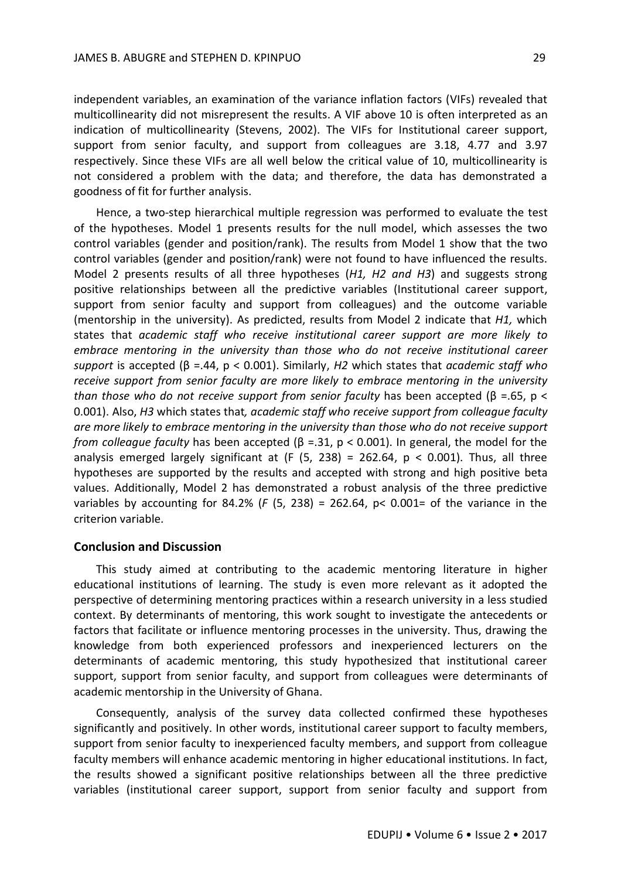independent variables, an examination of the variance inflation factors (VIFs) revealed that multicollinearity did not misrepresent the results. A VIF above 10 is often interpreted as an indication of multicollinearity (Stevens, 2002). The VIFs for Institutional career support, support from senior faculty, and support from colleagues are 3.18, 4.77 and 3.97 respectively. Since these VIFs are all well below the critical value of 10, multicollinearity is not considered a problem with the data; and therefore, the data has demonstrated a goodness of fit for further analysis.

Hence, a two-step hierarchical multiple regression was performed to evaluate the test of the hypotheses. Model 1 presents results for the null model, which assesses the two control variables (gender and position/rank). The results from Model 1 show that the two control variables (gender and position/rank) were not found to have influenced the results. Model 2 presents results of all three hypotheses (*H1, H2 and H3*) and suggests strong positive relationships between all the predictive variables (Institutional career support, support from senior faculty and support from colleagues) and the outcome variable (mentorship in the university). As predicted, results from Model 2 indicate that *H1,* which states that *academic staff who receive institutional career support are more likely to embrace mentoring in the university than those who do not receive institutional career support* is accepted (β =.44, $p < 0.001$). Similarly, *H2* which states that *academic staff who receive support from senior faculty are more likely to embrace mentoring in the university than those who do not receive support from senior faculty* has been accepted (β =.65, $p < 0.001$). Also, *H3* which states that*, academic staff who receive support from colleague faculty are more likely to embrace mentoring in the university than those who do not receive support from colleague faculty* has been accepted (β =.31, $p < 0.001$). In general, the model for the analysis emerged largely significant at ($F$ (5, 238) = 262.64, $p < 0.001$). Thus, all three hypotheses are supported by the results and accepted with strong and high positive beta values. Additionally, Model 2 has demonstrated a robust analysis of the three predictive variables by accounting for 84.2% (*F* (5, 238) = 262.64, p< 0.001= of the variance in the criterion variable.

## Conclusion and Discussion

This study aimed at contributing to the academic mentoring literature in higher educational institutions of learning. The study is even more relevant as it adopted the perspective of determining mentoring practices within a research university in a less studied context. By determinants of mentoring, this work sought to investigate the antecedents or factors that facilitate or influence mentoring processes in the university. Thus, drawing the knowledge from both experienced professors and inexperienced lecturers on the determinants of academic mentoring, this study hypothesized that institutional career support, support from senior faculty, and support from colleagues were determinants of academic mentorship in the University of Ghana.

Consequently, analysis of the survey data collected confirmed these hypotheses significantly and positively. In other words, institutional career support to faculty members, support from senior faculty to inexperienced faculty members, and support from colleague faculty members will enhance academic mentoring in higher educational institutions. In fact, the results showed a significant positive relationships between all the three predictive variables (institutional career support, support from senior faculty and support from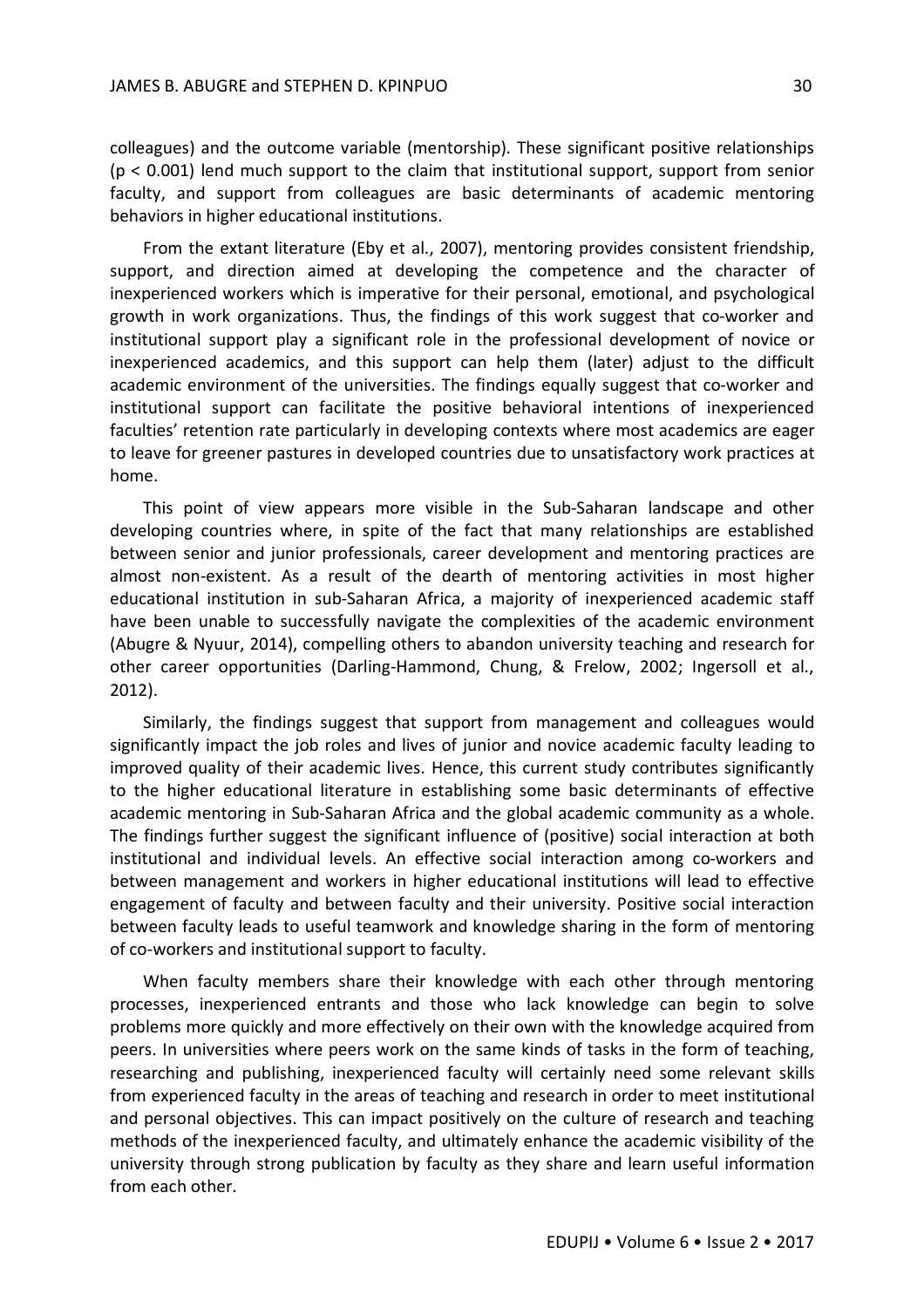colleagues) and the outcome variable (mentorship). These significant positive relationships ($p < 0.001$) lend much support to the claim that institutional support, support from senior faculty, and support from colleagues are basic determinants of academic mentoring behaviors in higher educational institutions.

From the extant literature (Eby et al., 2007), mentoring provides consistent friendship, support, and direction aimed at developing the competence and the character of inexperienced workers which is imperative for their personal, emotional, and psychological growth in work organizations. Thus, the findings of this work suggest that co-worker and institutional support play a significant role in the professional development of novice or inexperienced academics, and this support can help them (later) adjust to the difficult academic environment of the universities. The findings equally suggest that co-worker and institutional support can facilitate the positive behavioral intentions of inexperienced faculties' retention rate particularly in developing contexts where most academics are eager to leave for greener pastures in developed countries due to unsatisfactory work practices at home.

This point of view appears more visible in the Sub-Saharan landscape and other developing countries where, in spite of the fact that many relationships are established between senior and junior professionals, career development and mentoring practices are almost non-existent. As a result of the dearth of mentoring activities in most higher educational institution in sub-Saharan Africa, a majority of inexperienced academic staff have been unable to successfully navigate the complexities of the academic environment (Abugre & Nyuur, 2014), compelling others to abandon university teaching and research for other career opportunities (Darling-Hammond, Chung, & Frelow, 2002; Ingersoll et al., 2012).

Similarly, the findings suggest that support from management and colleagues would significantly impact the job roles and lives of junior and novice academic faculty leading to improved quality of their academic lives. Hence, this current study contributes significantly to the higher educational literature in establishing some basic determinants of effective academic mentoring in Sub-Saharan Africa and the global academic community as a whole. The findings further suggest the significant influence of (positive) social interaction at both institutional and individual levels. An effective social interaction among co-workers and between management and workers in higher educational institutions will lead to effective engagement of faculty and between faculty and their university. Positive social interaction between faculty leads to useful teamwork and knowledge sharing in the form of mentoring of co-workers and institutional support to faculty.

When faculty members share their knowledge with each other through mentoring processes, inexperienced entrants and those who lack knowledge can begin to solve problems more quickly and more effectively on their own with the knowledge acquired from peers. In universities where peers work on the same kinds of tasks in the form of teaching, researching and publishing, inexperienced faculty will certainly need some relevant skills from experienced faculty in the areas of teaching and research in order to meet institutional and personal objectives. This can impact positively on the culture of research and teaching methods of the inexperienced faculty, and ultimately enhance the academic visibility of the university through strong publication by faculty as they share and learn useful information from each other.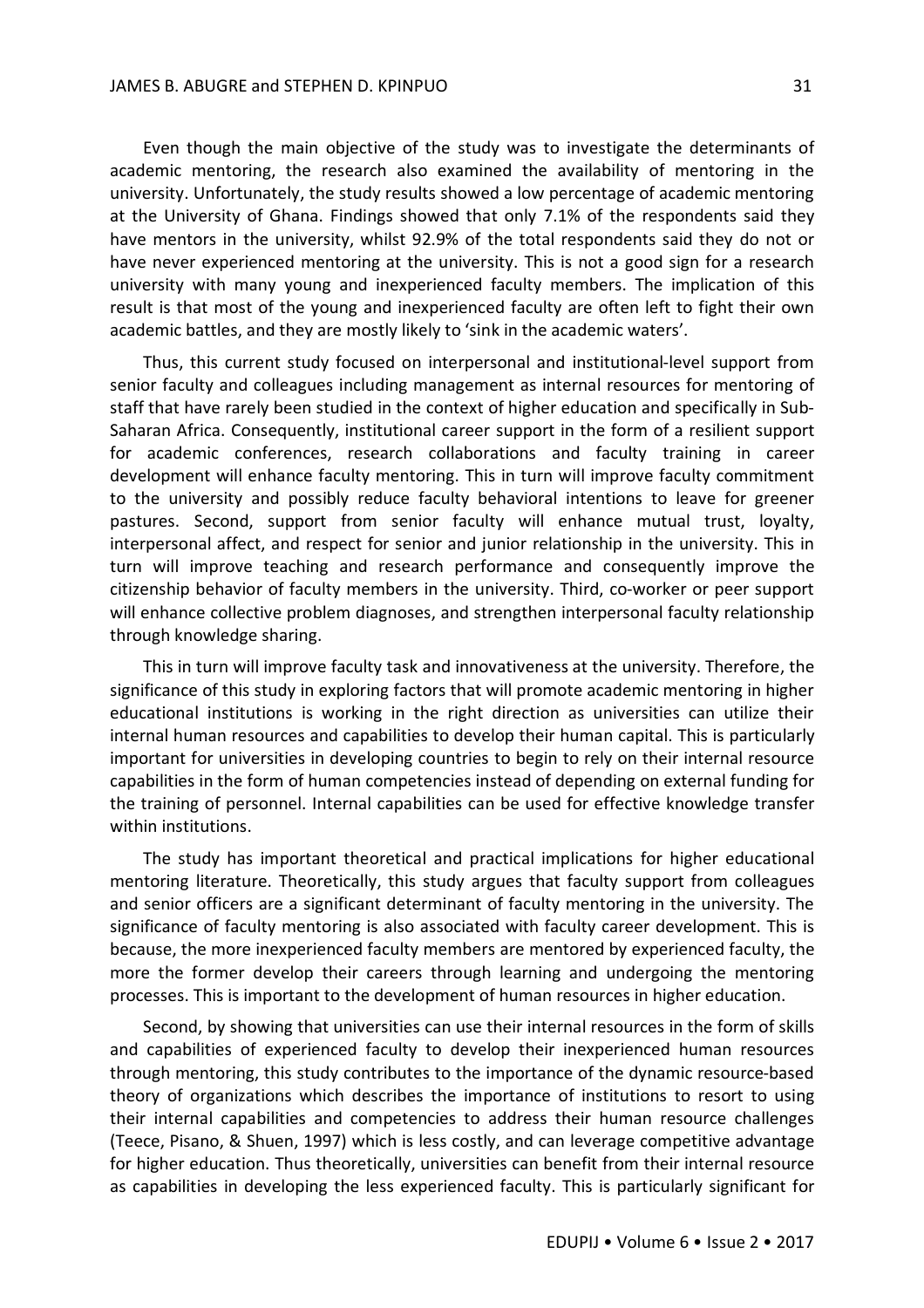Even though the main objective of the study was to investigate the determinants of academic mentoring, the research also examined the availability of mentoring in the university. Unfortunately, the study results showed a low percentage of academic mentoring at the University of Ghana. Findings showed that only 7.1% of the respondents said they have mentors in the university, whilst 92.9% of the total respondents said they do not or have never experienced mentoring at the university. This is not a good sign for a research university with many young and inexperienced faculty members. The implication of this result is that most of the young and inexperienced faculty are often left to fight their own academic battles, and they are mostly likely to 'sink in the academic waters'.

Thus, this current study focused on interpersonal and institutional-level support from senior faculty and colleagues including management as internal resources for mentoring of staff that have rarely been studied in the context of higher education and specifically in Sub-Saharan Africa. Consequently, institutional career support in the form of a resilient support for academic conferences, research collaborations and faculty training in career development will enhance faculty mentoring. This in turn will improve faculty commitment to the university and possibly reduce faculty behavioral intentions to leave for greener pastures. Second, support from senior faculty will enhance mutual trust, loyalty, interpersonal affect, and respect for senior and junior relationship in the university. This in turn will improve teaching and research performance and consequently improve the citizenship behavior of faculty members in the university. Third, co-worker or peer support will enhance collective problem diagnoses, and strengthen interpersonal faculty relationship through knowledge sharing.

This in turn will improve faculty task and innovativeness at the university. Therefore, the significance of this study in exploring factors that will promote academic mentoring in higher educational institutions is working in the right direction as universities can utilize their internal human resources and capabilities to develop their human capital. This is particularly important for universities in developing countries to begin to rely on their internal resource capabilities in the form of human competencies instead of depending on external funding for the training of personnel. Internal capabilities can be used for effective knowledge transfer within institutions.

The study has important theoretical and practical implications for higher educational mentoring literature. Theoretically, this study argues that faculty support from colleagues and senior officers are a significant determinant of faculty mentoring in the university. The significance of faculty mentoring is also associated with faculty career development. This is because, the more inexperienced faculty members are mentored by experienced faculty, the more the former develop their careers through learning and undergoing the mentoring processes. This is important to the development of human resources in higher education.

Second, by showing that universities can use their internal resources in the form of skills and capabilities of experienced faculty to develop their inexperienced human resources through mentoring, this study contributes to the importance of the dynamic resource-based theory of organizations which describes the importance of institutions to resort to using their internal capabilities and competencies to address their human resource challenges (Teece, Pisano, & Shuen, 1997) which is less costly, and can leverage competitive advantage for higher education. Thus theoretically, universities can benefit from their internal resource as capabilities in developing the less experienced faculty. This is particularly significant for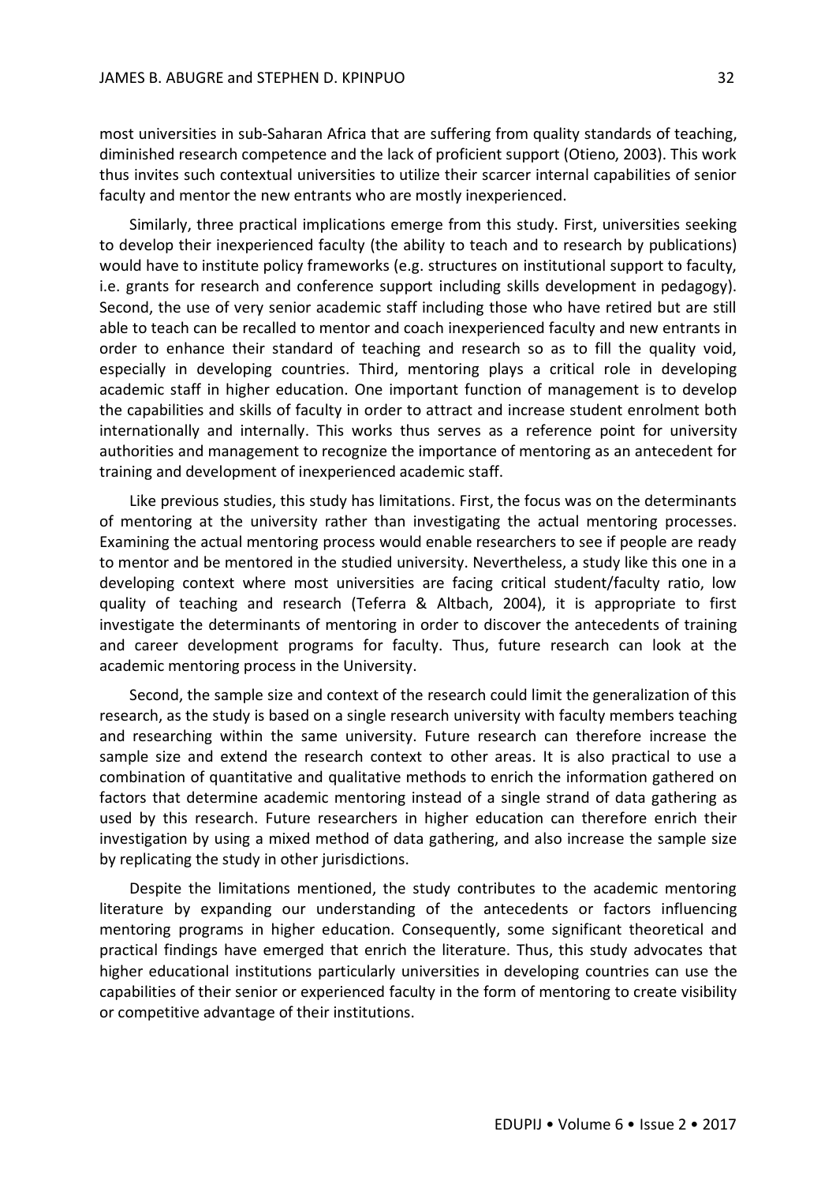most universities in sub-Saharan Africa that are suffering from quality standards of teaching, diminished research competence and the lack of proficient support (Otieno, 2003). This work thus invites such contextual universities to utilize their scarcer internal capabilities of senior faculty and mentor the new entrants who are mostly inexperienced.

Similarly, three practical implications emerge from this study. First, universities seeking to develop their inexperienced faculty (the ability to teach and to research by publications) would have to institute policy frameworks (e.g. structures on institutional support to faculty, i.e. grants for research and conference support including skills development in pedagogy). Second, the use of very senior academic staff including those who have retired but are still able to teach can be recalled to mentor and coach inexperienced faculty and new entrants in order to enhance their standard of teaching and research so as to fill the quality void, especially in developing countries. Third, mentoring plays a critical role in developing academic staff in higher education. One important function of management is to develop the capabilities and skills of faculty in order to attract and increase student enrolment both internationally and internally. This works thus serves as a reference point for university authorities and management to recognize the importance of mentoring as an antecedent for training and development of inexperienced academic staff.

Like previous studies, this study has limitations. First, the focus was on the determinants of mentoring at the university rather than investigating the actual mentoring processes. Examining the actual mentoring process would enable researchers to see if people are ready to mentor and be mentored in the studied university. Nevertheless, a study like this one in a developing context where most universities are facing critical student/faculty ratio, low quality of teaching and research (Teferra & Altbach, 2004), it is appropriate to first investigate the determinants of mentoring in order to discover the antecedents of training and career development programs for faculty. Thus, future research can look at the academic mentoring process in the University.

Second, the sample size and context of the research could limit the generalization of this research, as the study is based on a single research university with faculty members teaching and researching within the same university. Future research can therefore increase the sample size and extend the research context to other areas. It is also practical to use a combination of quantitative and qualitative methods to enrich the information gathered on factors that determine academic mentoring instead of a single strand of data gathering as used by this research. Future researchers in higher education can therefore enrich their investigation by using a mixed method of data gathering, and also increase the sample size by replicating the study in other jurisdictions.

Despite the limitations mentioned, the study contributes to the academic mentoring literature by expanding our understanding of the antecedents or factors influencing mentoring programs in higher education. Consequently, some significant theoretical and practical findings have emerged that enrich the literature. Thus, this study advocates that higher educational institutions particularly universities in developing countries can use the capabilities of their senior or experienced faculty in the form of mentoring to create visibility or competitive advantage of their institutions.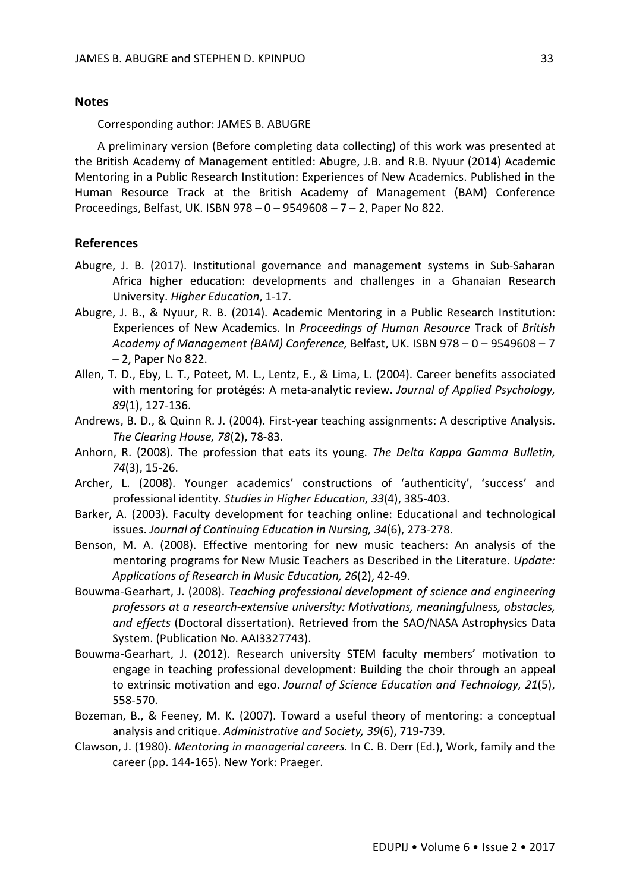## Notes

Corresponding author: JAMES B. ABUGRE

A preliminary version (Before completing data collecting) of this work was presented at the British Academy of Management entitled: Abugre, J.B. and R.B. Nyuur (2014) Academic Mentoring in a Public Research Institution: Experiences of New Academics. Published in the Human Resource Track at the British Academy of Management (BAM) Conference Proceedings, Belfast, UK. ISBN 978 – 0 – 9549608 – 7 – 2, Paper No 822.

## References

Abugre, J. B. (2017). Institutional governance and management systems in Sub-Saharan Africa higher education: developments and challenges in a Ghanaian Research University. *Higher Education*, 1-17.

Abugre, J. B., & Nyuur, R. B. (2014). Academic Mentoring in a Public Research Institution: Experiences of New Academics*.* In *Proceedings of Human Resource* Track of *British Academy of Management (BAM) Conference,* Belfast, UK. ISBN 978 – 0 – 9549608 – 7 – 2, Paper No 822.

Allen, T. D., Eby, L. T., Poteet, M. L., Lentz, E., & Lima, L. (2004). Career benefits associated with mentoring for protégés: A meta-analytic review. *Journal of Applied Psychology, 89*(1), 127-136.

Andrews, B. D., & Quinn R. J. (2004). First-year teaching assignments: A descriptive Analysis. *The Clearing House, 78*(2), 78-83.

Anhorn, R. (2008). The profession that eats its young. *The Delta Kappa Gamma Bulletin, 74*(3), 15-26.

Archer, L. (2008). Younger academics' constructions of 'authenticity', 'success' and professional identity. *Studies in Higher Education, 33*(4), 385-403.

Barker, A. (2003). Faculty development for teaching online: Educational and technological issues. *Journal of Continuing Education in Nursing, 34*(6), 273-278.

Benson, M. A. (2008). Effective mentoring for new music teachers: An analysis of the mentoring programs for New Music Teachers as Described in the Literature. *Update: Applications of Research in Music Education, 26*(2), 42-49.

Bouwma-Gearhart, J. (2008). *Teaching professional development of science and engineering professors at a research-extensive university: Motivations, meaningfulness, obstacles, and effects* (Doctoral dissertation). Retrieved from the SAO/NASA Astrophysics Data System. (Publication No. AAI3327743).

Bouwma-Gearhart, J. (2012). Research university STEM faculty members' motivation to engage in teaching professional development: Building the choir through an appeal to extrinsic motivation and ego. *Journal of Science Education and Technology, 21*(5), 558-570.

Bozeman, B., & Feeney, M. K. (2007). Toward a useful theory of mentoring: a conceptual analysis and critique. *Administrative and Society, 39*(6), 719-739.

Clawson, J. (1980). *Mentoring in managerial careers.* In C. B. Derr (Ed.), Work, family and the career (pp. 144-165). New York: Praeger.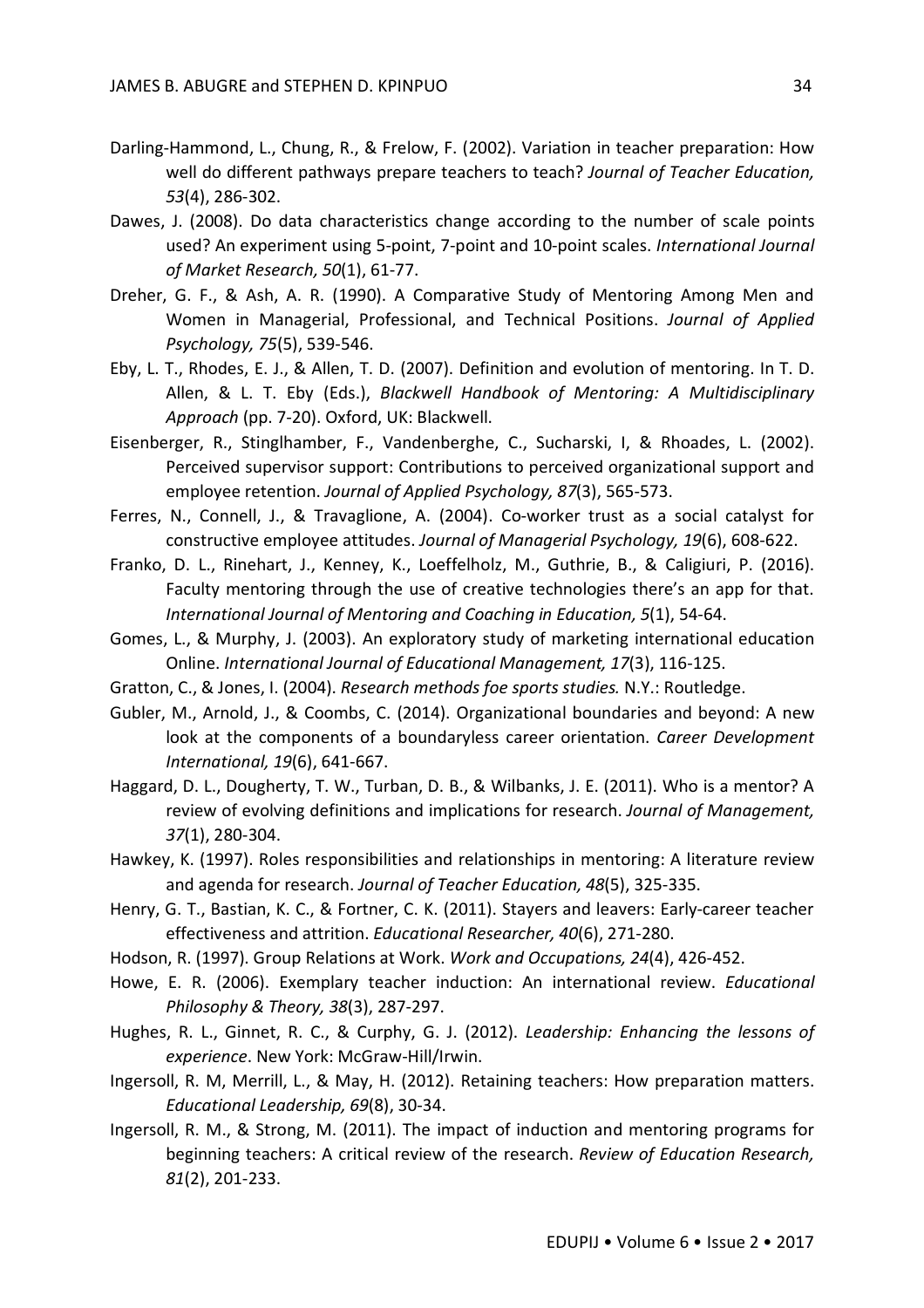Darling-Hammond, L., Chung, R., & Frelow, F. (2002). Variation in teacher preparation: How well do different pathways prepare teachers to teach? *Journal of Teacher Education, 53*(4), 286-302.

Dawes, J. (2008). Do data characteristics change according to the number of scale points used? An experiment using 5-point, 7-point and 10-point scales. *International Journal of Market Research, 50*(1), 61-77.

Dreher, G. F., & Ash, A. R. (1990). A Comparative Study of Mentoring Among Men and Women in Managerial, Professional, and Technical Positions. *Journal of Applied Psychology, 75*(5), 539-546.

Eby, L. T., Rhodes, E. J., & Allen, T. D. (2007). Definition and evolution of mentoring. In T. D. Allen, & L. T. Eby (Eds.), *Blackwell Handbook of Mentoring: A Multidisciplinary Approach* (pp. 7-20). Oxford, UK: Blackwell.

Eisenberger, R., Stinglhamber, F., Vandenberghe, C., Sucharski, I, & Rhoades, L. (2002). Perceived supervisor support: Contributions to perceived organizational support and employee retention. *Journal of Applied Psychology, 87*(3), 565-573.

Ferres, N., Connell, J., & Travaglione, A. (2004). Co-worker trust as a social catalyst for constructive employee attitudes. *Journal of Managerial Psychology, 19*(6), 608-622.

Franko, D. L., Rinehart, J., Kenney, K., Loeffelholz, M., Guthrie, B., & Caligiuri, P. (2016). Faculty mentoring through the use of creative technologies there's an app for that. *International Journal of Mentoring and Coaching in Education, 5*(1), 54-64.

Gomes, L., & Murphy, J. (2003). An exploratory study of marketing international education Online. *International Journal of Educational Management, 17*(3), 116-125.

Gratton, C., & Jones, I. (2004). *Research methods foe sports studies.* N.Y.: Routledge.

Gubler, M., Arnold, J., & Coombs, C. (2014). Organizational boundaries and beyond: A new look at the components of a boundaryless career orientation. *Career Development International, 19*(6), 641-667.

Haggard, D. L., Dougherty, T. W., Turban, D. B., & Wilbanks, J. E. (2011). Who is a mentor? A review of evolving definitions and implications for research. *Journal of Management, 37*(1), 280-304.

Hawkey, K. (1997). Roles responsibilities and relationships in mentoring: A literature review and agenda for research. *Journal of Teacher Education, 48*(5), 325-335.

Henry, G. T., Bastian, K. C., & Fortner, C. K. (2011). Stayers and leavers: Early-career teacher effectiveness and attrition. *Educational Researcher, 40*(6), 271-280.

Hodson, R. (1997). Group Relations at Work. *Work and Occupations, 24*(4), 426-452.

Howe, E. R. (2006). Exemplary teacher induction: An international review. *Educational Philosophy & Theory, 38*(3), 287-297.

Hughes, R. L., Ginnet, R. C., & Curphy, G. J. (2012). *Leadership: Enhancing the lessons of experience*. New York: McGraw-Hill/Irwin.

Ingersoll, R. M, Merrill, L., & May, H. (2012). Retaining teachers: How preparation matters. *Educational Leadership, 69*(8), 30-34.

Ingersoll, R. M., & Strong, M. (2011). The impact of induction and mentoring programs for beginning teachers: A critical review of the research. *Review of Education Research, 81*(2), 201-233.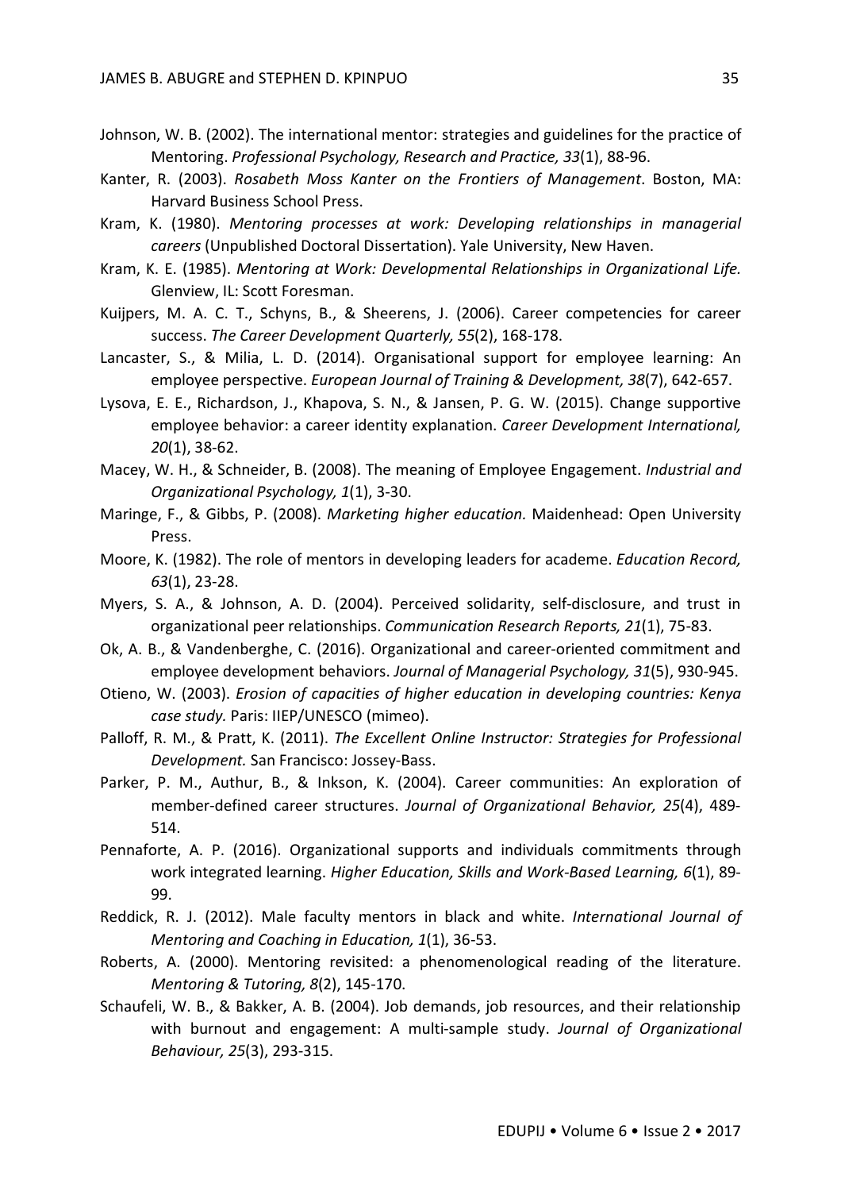Johnson, W. B. (2002). The international mentor: strategies and guidelines for the practice of Mentoring. *Professional Psychology, Research and Practice, 33*(1), 88-96.

Kanter, R. (2003). *Rosabeth Moss Kanter on the Frontiers of Management*. Boston, MA: Harvard Business School Press.

Kram, K. (1980). *Mentoring processes at work: Developing relationships in managerial careers* (Unpublished Doctoral Dissertation). Yale University, New Haven.

Kram, K. E. (1985). *Mentoring at Work: Developmental Relationships in Organizational Life.* Glenview, IL: Scott Foresman.

Kuijpers, M. A. C. T., Schyns, B., & Sheerens, J. (2006). Career competencies for career success. *The Career Development Quarterly, 55*(2), 168-178.

Lancaster, S., & Milia, L. D. (2014). Organisational support for employee learning: An employee perspective. *European Journal of Training & Development, 38*(7), 642-657.

Lysova, E. E., Richardson, J., Khapova, S. N., & Jansen, P. G. W. (2015). Change supportive employee behavior: a career identity explanation. *Career Development International, 20*(1), 38-62.

Macey, W. H., & Schneider, B. (2008). The meaning of Employee Engagement. *Industrial and Organizational Psychology, 1*(1), 3-30.

Maringe, F., & Gibbs, P. (2008). *Marketing higher education.* Maidenhead: Open University Press.

Moore, K. (1982). The role of mentors in developing leaders for academe. *Education Record, 63*(1), 23-28.

Myers, S. A., & Johnson, A. D. (2004). Perceived solidarity, self-disclosure, and trust in organizational peer relationships. *Communication Research Reports, 21*(1), 75-83.

Ok, A. B., & Vandenberghe, C. (2016). Organizational and career-oriented commitment and employee development behaviors. *Journal of Managerial Psychology, 31*(5), 930-945.

Otieno, W. (2003). *Erosion of capacities of higher education in developing countries: Kenya case study.* Paris: IIEP/UNESCO (mimeo).

Palloff, R. M., & Pratt, K. (2011). *The Excellent Online Instructor: Strategies for Professional Development.* San Francisco: Jossey-Bass.

Parker, P. M., Authur, B., & Inkson, K. (2004). Career communities: An exploration of member-defined career structures. *Journal of Organizational Behavior, 25*(4), 489-514.

Pennaforte, A. P. (2016). Organizational supports and individuals commitments through work integrated learning. *Higher Education, Skills and Work-Based Learning, 6*(1), 89-99.

Reddick, R. J. (2012). Male faculty mentors in black and white. *International Journal of Mentoring and Coaching in Education, 1*(1), 36-53.

Roberts, A. (2000). Mentoring revisited: a phenomenological reading of the literature. *Mentoring & Tutoring, 8*(2), 145-170.

Schaufeli, W. B., & Bakker, A. B. (2004). Job demands, job resources, and their relationship with burnout and engagement: A multi-sample study. *Journal of Organizational Behaviour, 25*(3), 293-315.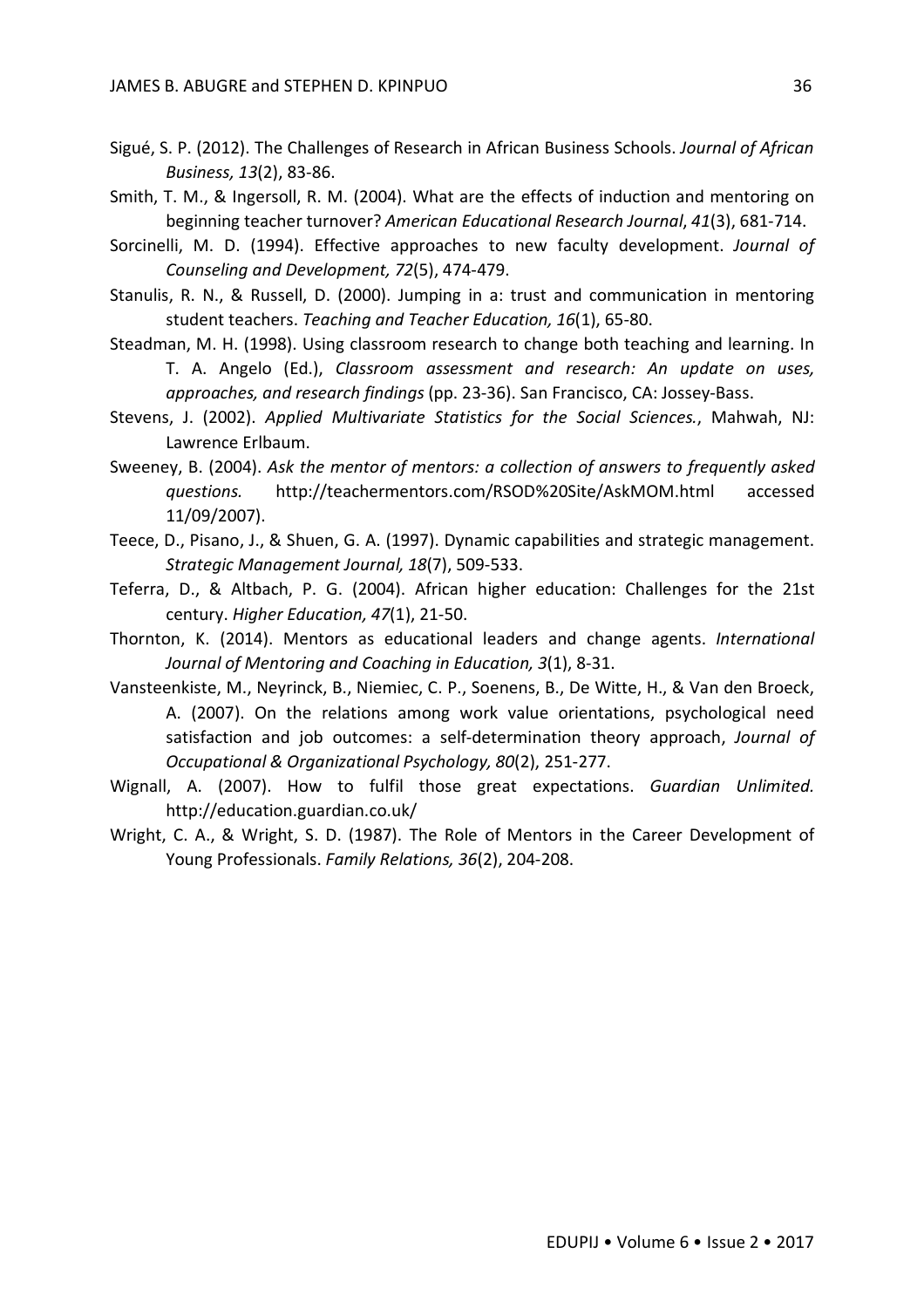Sigué, S. P. (2012). The Challenges of Research in African Business Schools. *Journal of African Business, 13*(2), 83-86.

Smith, T. M., & Ingersoll, R. M. (2004). What are the effects of induction and mentoring on beginning teacher turnover? *American Educational Research Journal*, *41*(3), 681-714.

Sorcinelli, M. D. (1994). Effective approaches to new faculty development. *Journal of Counseling and Development, 72*(5), 474-479.

Stanulis, R. N., & Russell, D. (2000). Jumping in a: trust and communication in mentoring student teachers. *Teaching and Teacher Education, 16*(1), 65-80.

Steadman, M. H. (1998). Using classroom research to change both teaching and learning. In T. A. Angelo (Ed.), *Classroom assessment and research: An update on uses, approaches, and research findings* (pp. 23-36). San Francisco, CA: Jossey-Bass.

Stevens, J. (2002). *Applied Multivariate Statistics for the Social Sciences.*, Mahwah, NJ: Lawrence Erlbaum.

Sweeney, B. (2004). *Ask the mentor of mentors: a collection of answers to frequently asked questions.* http://teachermentors.com/RSOD%20Site/AskMOM.html accessed 11/09/2007).

Teece, D., Pisano, J., & Shuen, G. A. (1997). Dynamic capabilities and strategic management. *Strategic Management Journal, 18*(7), 509-533.

Teferra, D., & Altbach, P. G. (2004). African higher education: Challenges for the 21st century. *Higher Education, 47*(1), 21-50.

Thornton, K. (2014). Mentors as educational leaders and change agents. *International Journal of Mentoring and Coaching in Education, 3*(1), 8-31.

Vansteenkiste, M., Neyrinck, B., Niemiec, C. P., Soenens, B., De Witte, H., & Van den Broeck, A. (2007). On the relations among work value orientations, psychological need satisfaction and job outcomes: a self-determination theory approach, *Journal of Occupational & Organizational Psychology, 80*(2), 251-277.

Wignall, A. (2007). How to fulfil those great expectations. *Guardian Unlimited.* http://education.guardian.co.uk/

Wright, C. A., & Wright, S. D. (1987). The Role of Mentors in the Career Development of Young Professionals. *Family Relations, 36*(2), 204-208.